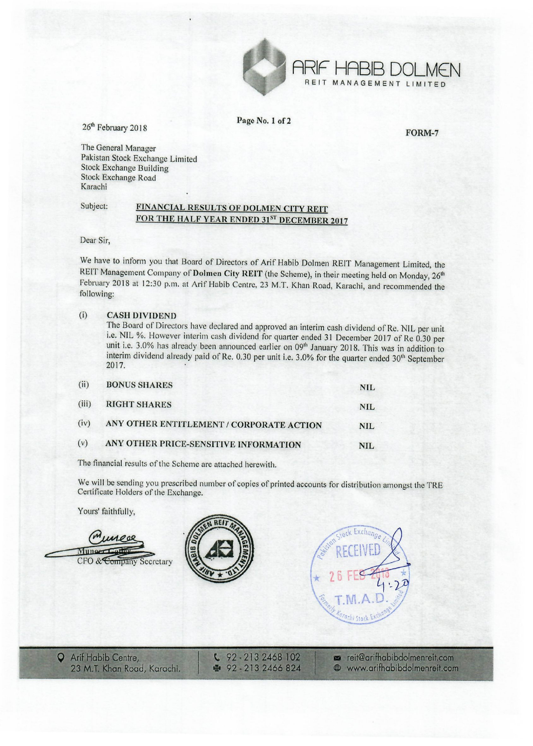ARIF HABIB DOLMEN
REIT MANAGEMENT LIMITED

26th February 2018

**FORM-7**

The General Manager
Pakistan Stock Exchange Limited
Stock Exchange Building
Stock Exchange Road
Karachi

Subject: **FINANCIAL RESULTS OF DOLMEN CITY REIT FOR THE HALF YEAR ENDED 31ST DECEMBER 2017**

Dear Sir,

We have to inform you that Board of Directors of Arif Habib Dolmen REIT Management Limited, the REIT Management Company of **Dolmen City REIT** (the Scheme), in their meeting held on Monday, 26th February 2018 at 12:30 p.m. at Arif Habib Centre, 23 M.T. Khan Road, Karachi, and recommended the following:

(i) **CASH DIVIDEND**

The Board of Directors have declared and approved an interim cash dividend of Re. NIL per unit i.e. NIL %. However interim cash dividend for quarter ended 31 December 2017 of Re 0.30 per unit i.e. 3.0% has already been announced earlier on 09th January 2018. This was in addition to interim dividend already paid of Re. 0.30 per unit i.e. 3.0% for the quarter ended 30th September 2017.

| | | |
|---|---|---|
| (ii) | **BONUS SHARES** | **NIL** |
| (iii) | **RIGHT SHARES** | **NIL** |
| (iv) | **ANY OTHER ENTITLEMENT / CORPORATE ACTION** | **NIL** |
| (v) | **ANY OTHER PRICE-SENSITIVE INFORMATION** | **NIL** |

The financial results of the Scheme are attached herewith.

We will be sending you prescribed number of copies of printed accounts for distribution amongst the TRE Certificate Holders of the Exchange.

Yours' faithfully,

Muneer Godil
CFO & Company Secretary

Pakistan Stock Exchange Limited
RECEIVED
26 FEB 2018
4:20
T.M.A.D.

Arif Habib Centre, 23 M.T. Khan Road, Karachi. | 92-213 2468 102 | 92-213 2466 824 | reit@arifhabibdolmenreit.com | www.arifhabibdolmenreit.com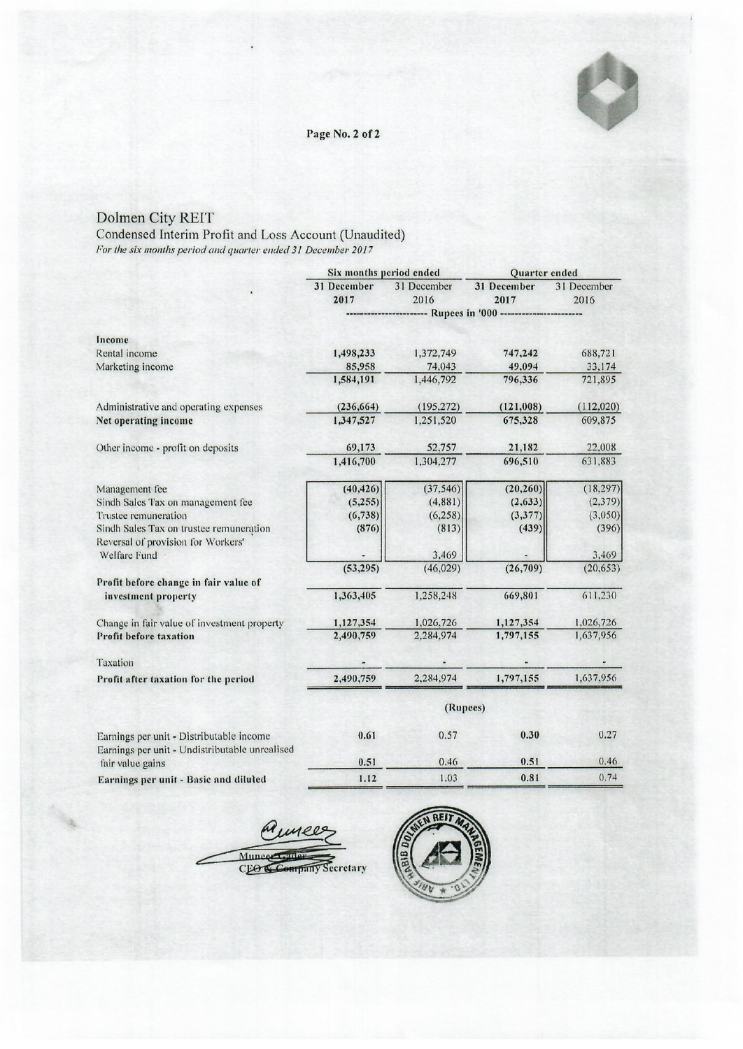# Dolmen City REIT

## Condensed Interim Profit and Loss Account (Unaudited)

*For the six months period and quarter ended 31 December 2017*

| | Six months period ended | | Quarter ended | |
|---|---|---|---|---|
| | **31 December 2017** | 31 December 2016 | **31 December 2017** | 31 December 2016 |
| | ----------------------- Rupees in '000 ----------------------- | | | |
| **Income** | | | | |
| Rental income | **1,498,233** | 1,372,749 | **747,242** | 688,721 |
| Marketing income | **85,958** | 74,043 | **49,094** | 33,174 |
| | **1,584,191** | 1,446,792 | **796,336** | 721,895 |
| Administrative and operating expenses | **(236,664)** | (195,272) | **(121,008)** | (112,020) |
| **Net operating income** | **1,347,527** | 1,251,520 | **675,328** | 609,875 |
| Other income - profit on deposits | **69,173** | 52,757 | **21,182** | 22,008 |
| | **1,416,700** | 1,304,277 | **696,510** | 631,883 |
| Management fee | **(40,426)** | (37,546) | **(20,260)** | (18,297) |
| Sindh Sales Tax on management fee | **(5,255)** | (4,881) | **(2,633)** | (2,379) |
| Trustee remuneration | **(6,738)** | (6,258) | **(3,377)** | (3,050) |
| Sindh Sales Tax on trustee remuneration | **(876)** | (813) | **(439)** | (396) |
| Reversal of provision for Workers' Welfare Fund | **-** | 3,469 | **-** | 3,469 |
| | **(53,295)** | (46,029) | **(26,709)** | (20,653) |
| **Profit before change in fair value of investment property** | **1,363,405** | 1,258,248 | **669,801** | 611,230 |
| Change in fair value of investment property | **1,127,354** | 1,026,726 | **1,127,354** | 1,026,726 |
| **Profit before taxation** | **2,490,759** | 2,284,974 | **1,797,155** | 1,637,956 |
| Taxation | **-** | - | **-** | - |
| **Profit after taxation for the period** | **2,490,759** | 2,284,974 | **1,797,155** | 1,637,956 |
| | | (Rupees) | | |
| Earnings per unit - Distributable income | **0.61** | 0.57 | **0.30** | 0.27 |
| Earnings per unit - Undistributable unrealised fair value gains | **0.51** | 0.46 | **0.51** | 0.46 |
| **Earnings per unit - Basic and diluted** | **1.12** | 1.03 | **0.81** | 0.74 |

Muneer Gader
CEO & Company Secretary